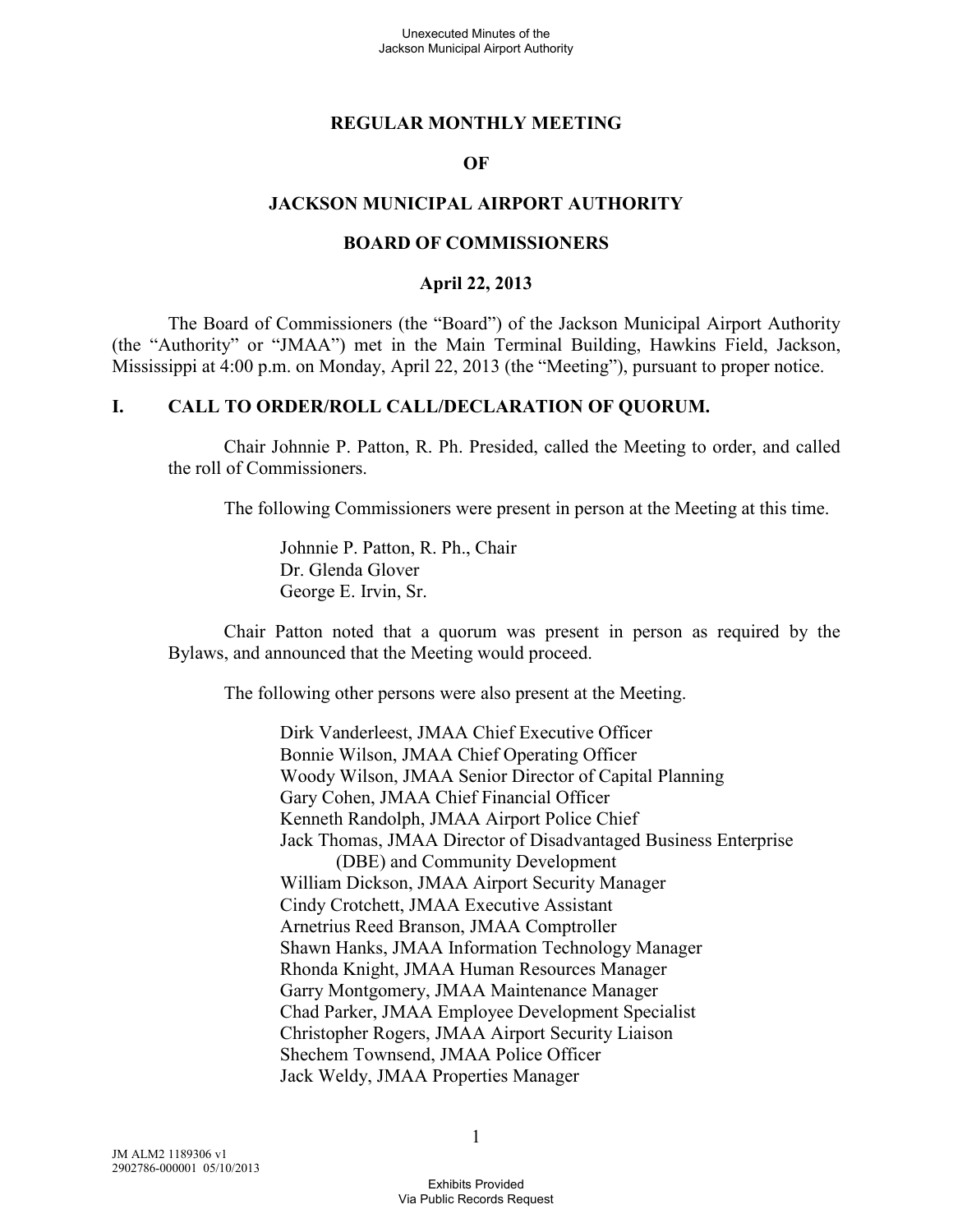# REGULAR MONTHLY MEETING

# OF

# JACKSON MUNICIPAL AIRPORT AUTHORITY

# BOARD OF COMMISSIONERS

## April 22, 2013

The Board of Commissioners (the "Board") of the Jackson Municipal Airport Authority (the "Authority" or "JMAA") met in the Main Terminal Building, Hawkins Field, Jackson, Mississippi at 4:00 p.m. on Monday, April 22, 2013 (the "Meeting"), pursuant to proper notice.

## I. CALL TO ORDER/ROLL CALL/DECLARATION OF QUORUM.

Chair Johnnie P. Patton, R. Ph. Presided, called the Meeting to order, and called the roll of Commissioners.

The following Commissioners were present in person at the Meeting at this time.

Johnnie P. Patton, R. Ph., Chair
Dr. Glenda Glover
George E. Irvin, Sr.

Chair Patton noted that a quorum was present in person as required by the Bylaws, and announced that the Meeting would proceed.

The following other persons were also present at the Meeting.

Dirk Vanderleest, JMAA Chief Executive Officer
Bonnie Wilson, JMAA Chief Operating Officer
Woody Wilson, JMAA Senior Director of Capital Planning
Gary Cohen, JMAA Chief Financial Officer
Kenneth Randolph, JMAA Airport Police Chief
Jack Thomas, JMAA Director of Disadvantaged Business Enterprise (DBE) and Community Development
William Dickson, JMAA Airport Security Manager
Cindy Crotchett, JMAA Executive Assistant
Arnetrius Reed Branson, JMAA Comptroller
Shawn Hanks, JMAA Information Technology Manager
Rhonda Knight, JMAA Human Resources Manager
Garry Montgomery, JMAA Maintenance Manager
Chad Parker, JMAA Employee Development Specialist
Christopher Rogers, JMAA Airport Security Liaison
Shechem Townsend, JMAA Police Officer
Jack Weldy, JMAA Properties Manager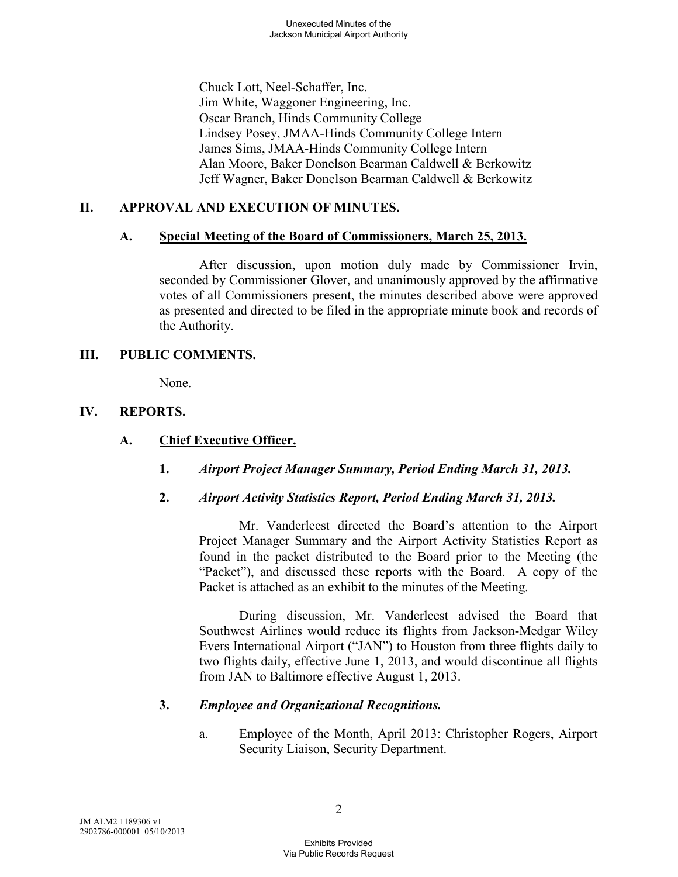Chuck Lott, Neel-Schaffer, Inc.
Jim White, Waggoner Engineering, Inc.
Oscar Branch, Hinds Community College
Lindsey Posey, JMAA-Hinds Community College Intern
James Sims, JMAA-Hinds Community College Intern
Alan Moore, Baker Donelson Bearman Caldwell & Berkowitz
Jeff Wagner, Baker Donelson Bearman Caldwell & Berkowitz

## II. APPROVAL AND EXECUTION OF MINUTES.

### A. Special Meeting of the Board of Commissioners, March 25, 2013.

After discussion, upon motion duly made by Commissioner Irvin, seconded by Commissioner Glover, and unanimously approved by the affirmative votes of all Commissioners present, the minutes described above were approved as presented and directed to be filed in the appropriate minute book and records of the Authority.

## III. PUBLIC COMMENTS.

None.

## IV. REPORTS.

### A. Chief Executive Officer.

**1.** ***Airport Project Manager Summary, Period Ending March 31, 2013.***

**2.** ***Airport Activity Statistics Report, Period Ending March 31, 2013.***

Mr. Vanderleest directed the Board's attention to the Airport Project Manager Summary and the Airport Activity Statistics Report as found in the packet distributed to the Board prior to the Meeting (the "Packet"), and discussed these reports with the Board. A copy of the Packet is attached as an exhibit to the minutes of the Meeting.

During discussion, Mr. Vanderleest advised the Board that Southwest Airlines would reduce its flights from Jackson-Medgar Wiley Evers International Airport ("JAN") to Houston from three flights daily to two flights daily, effective June 1, 2013, and would discontinue all flights from JAN to Baltimore effective August 1, 2013.

**3.** ***Employee and Organizational Recognitions.***

a. Employee of the Month, April 2013: Christopher Rogers, Airport Security Liaison, Security Department.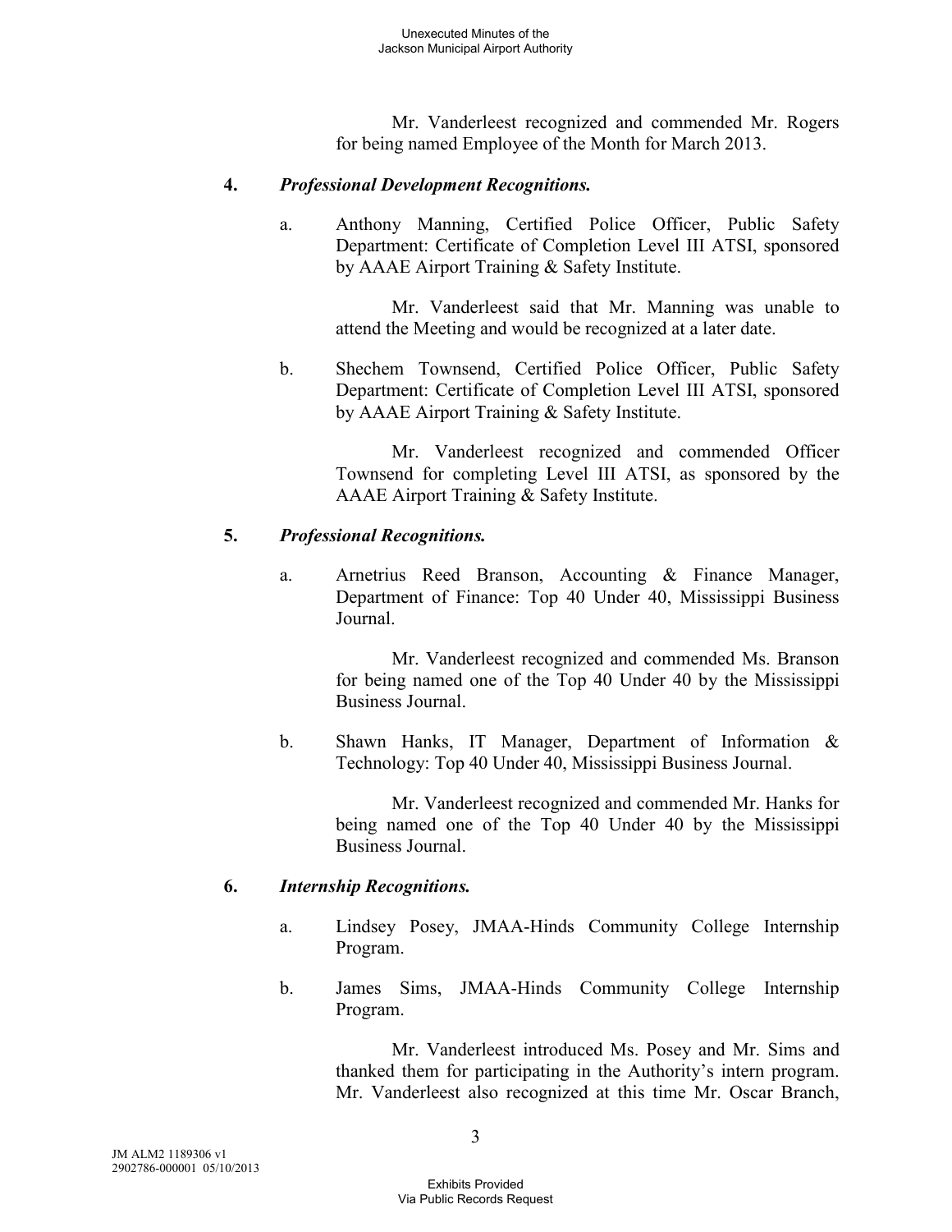Mr. Vanderleest recognized and commended Mr. Rogers for being named Employee of the Month for March 2013.

**4.** ***Professional Development Recognitions.***

a. Anthony Manning, Certified Police Officer, Public Safety Department: Certificate of Completion Level III ATSI, sponsored by AAAE Airport Training & Safety Institute.

Mr. Vanderleest said that Mr. Manning was unable to attend the Meeting and would be recognized at a later date.

b. Shechem Townsend, Certified Police Officer, Public Safety Department: Certificate of Completion Level III ATSI, sponsored by AAAE Airport Training & Safety Institute.

Mr. Vanderleest recognized and commended Officer Townsend for completing Level III ATSI, as sponsored by the AAAE Airport Training & Safety Institute.

**5.** ***Professional Recognitions.***

a. Arnetrius Reed Branson, Accounting & Finance Manager, Department of Finance: Top 40 Under 40, Mississippi Business Journal.

Mr. Vanderleest recognized and commended Ms. Branson for being named one of the Top 40 Under 40 by the Mississippi Business Journal.

b. Shawn Hanks, IT Manager, Department of Information & Technology: Top 40 Under 40, Mississippi Business Journal.

Mr. Vanderleest recognized and commended Mr. Hanks for being named one of the Top 40 Under 40 by the Mississippi Business Journal.

**6.** ***Internship Recognitions.***

a. Lindsey Posey, JMAA-Hinds Community College Internship Program.

b. James Sims, JMAA-Hinds Community College Internship Program.

Mr. Vanderleest introduced Ms. Posey and Mr. Sims and thanked them for participating in the Authority's intern program. Mr. Vanderleest also recognized at this time Mr. Oscar Branch,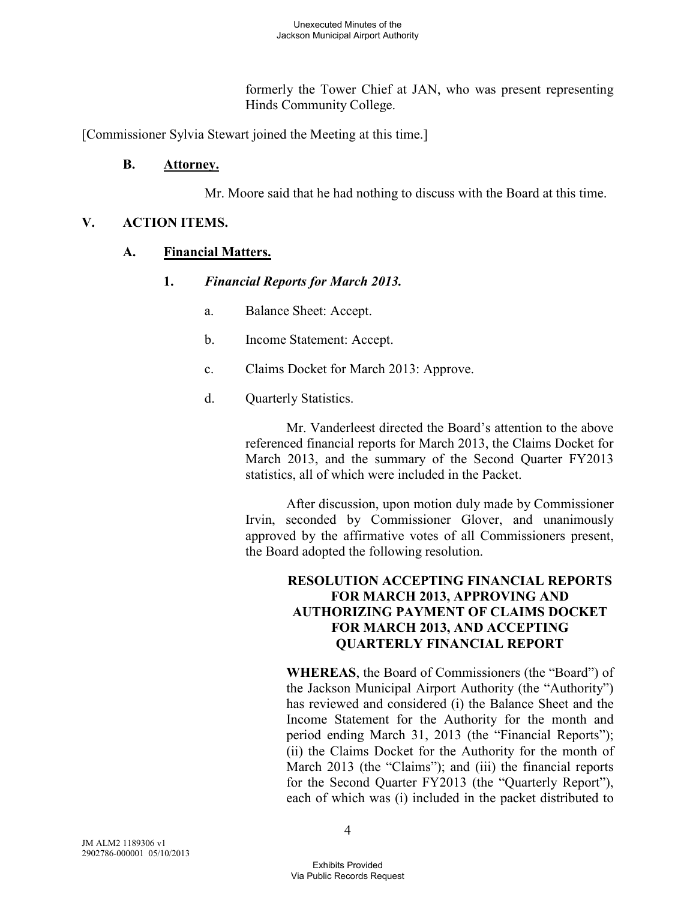formerly the Tower Chief at JAN, who was present representing Hinds Community College.

[Commissioner Sylvia Stewart joined the Meeting at this time.]

**B. Attorney.**

Mr. Moore said that he had nothing to discuss with the Board at this time.

## V. ACTION ITEMS.

### A. Financial Matters.

**1. *Financial Reports for March 2013.***

a. Balance Sheet: Accept.

b. Income Statement: Accept.

c. Claims Docket for March 2013: Approve.

d. Quarterly Statistics.

Mr. Vanderleest directed the Board's attention to the above referenced financial reports for March 2013, the Claims Docket for March 2013, and the summary of the Second Quarter FY2013 statistics, all of which were included in the Packet.

After discussion, upon motion duly made by Commissioner Irvin, seconded by Commissioner Glover, and unanimously approved by the affirmative votes of all Commissioners present, the Board adopted the following resolution.

**RESOLUTION ACCEPTING FINANCIAL REPORTS FOR MARCH 2013, APPROVING AND AUTHORIZING PAYMENT OF CLAIMS DOCKET FOR MARCH 2013, AND ACCEPTING QUARTERLY FINANCIAL REPORT**

**WHEREAS**, the Board of Commissioners (the "Board") of the Jackson Municipal Airport Authority (the "Authority") has reviewed and considered (i) the Balance Sheet and the Income Statement for the Authority for the month and period ending March 31, 2013 (the "Financial Reports"); (ii) the Claims Docket for the Authority for the month of March 2013 (the "Claims"); and (iii) the financial reports for the Second Quarter FY2013 (the "Quarterly Report"), each of which was (i) included in the packet distributed to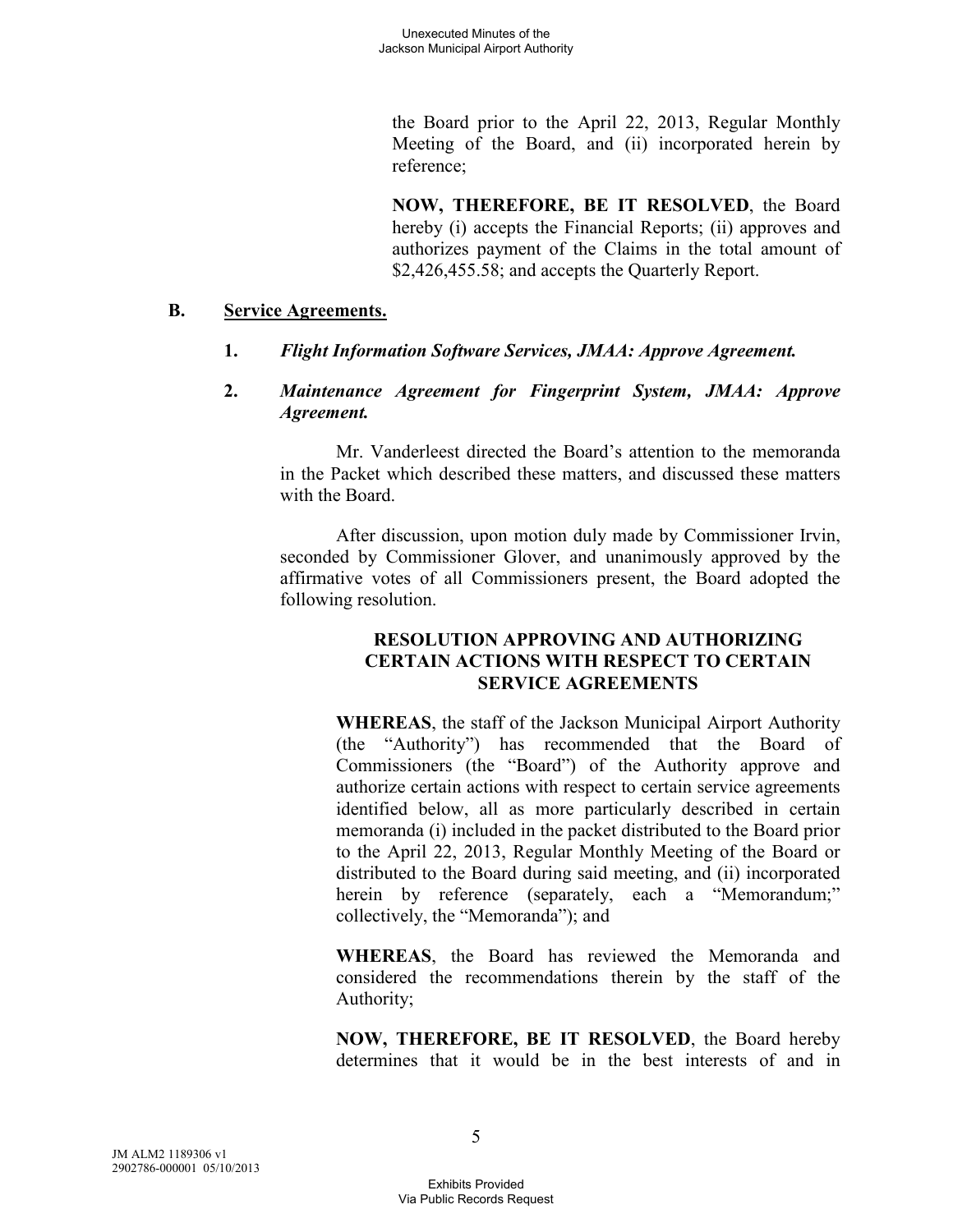the Board prior to the April 22, 2013, Regular Monthly Meeting of the Board, and (ii) incorporated herein by reference;

**NOW, THEREFORE, BE IT RESOLVED**, the Board hereby (i) accepts the Financial Reports; (ii) approves and authorizes payment of the Claims in the total amount of $2,426,455.58; and accepts the Quarterly Report.

**B. Service Agreements.**

**1. *Flight Information Software Services, JMAA: Approve Agreement.***

**2. *Maintenance Agreement for Fingerprint System, JMAA: Approve Agreement.***

Mr. Vanderleest directed the Board's attention to the memoranda in the Packet which described these matters, and discussed these matters with the Board.

After discussion, upon motion duly made by Commissioner Irvin, seconded by Commissioner Glover, and unanimously approved by the affirmative votes of all Commissioners present, the Board adopted the following resolution.

**RESOLUTION APPROVING AND AUTHORIZING CERTAIN ACTIONS WITH RESPECT TO CERTAIN SERVICE AGREEMENTS**

**WHEREAS**, the staff of the Jackson Municipal Airport Authority (the "Authority") has recommended that the Board of Commissioners (the "Board") of the Authority approve and authorize certain actions with respect to certain service agreements identified below, all as more particularly described in certain memoranda (i) included in the packet distributed to the Board prior to the April 22, 2013, Regular Monthly Meeting of the Board or distributed to the Board during said meeting, and (ii) incorporated herein by reference (separately, each a "Memorandum;" collectively, the "Memoranda"); and

**WHEREAS**, the Board has reviewed the Memoranda and considered the recommendations therein by the staff of the Authority;

**NOW, THEREFORE, BE IT RESOLVED**, the Board hereby determines that it would be in the best interests of and in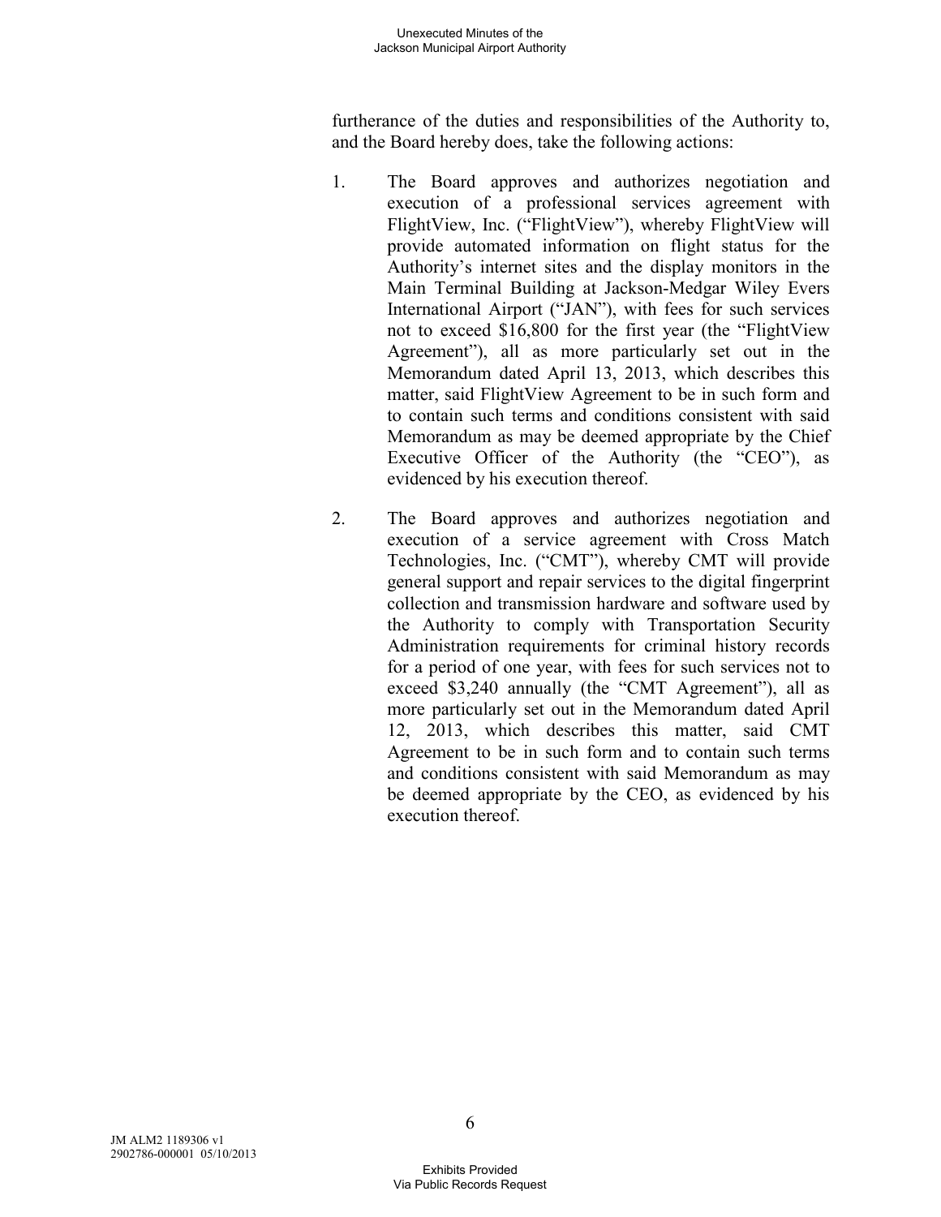furtherance of the duties and responsibilities of the Authority to, and the Board hereby does, take the following actions:

1. The Board approves and authorizes negotiation and execution of a professional services agreement with FlightView, Inc. ("FlightView"), whereby FlightView will provide automated information on flight status for the Authority's internet sites and the display monitors in the Main Terminal Building at Jackson-Medgar Wiley Evers International Airport ("JAN"), with fees for such services not to exceed $16,800 for the first year (the "FlightView Agreement"), all as more particularly set out in the Memorandum dated April 13, 2013, which describes this matter, said FlightView Agreement to be in such form and to contain such terms and conditions consistent with said Memorandum as may be deemed appropriate by the Chief Executive Officer of the Authority (the "CEO"), as evidenced by his execution thereof.

2. The Board approves and authorizes negotiation and execution of a service agreement with Cross Match Technologies, Inc. ("CMT"), whereby CMT will provide general support and repair services to the digital fingerprint collection and transmission hardware and software used by the Authority to comply with Transportation Security Administration requirements for criminal history records for a period of one year, with fees for such services not to exceed $3,240 annually (the "CMT Agreement"), all as more particularly set out in the Memorandum dated April 12, 2013, which describes this matter, said CMT Agreement to be in such form and to contain such terms and conditions consistent with said Memorandum as may be deemed appropriate by the CEO, as evidenced by his execution thereof.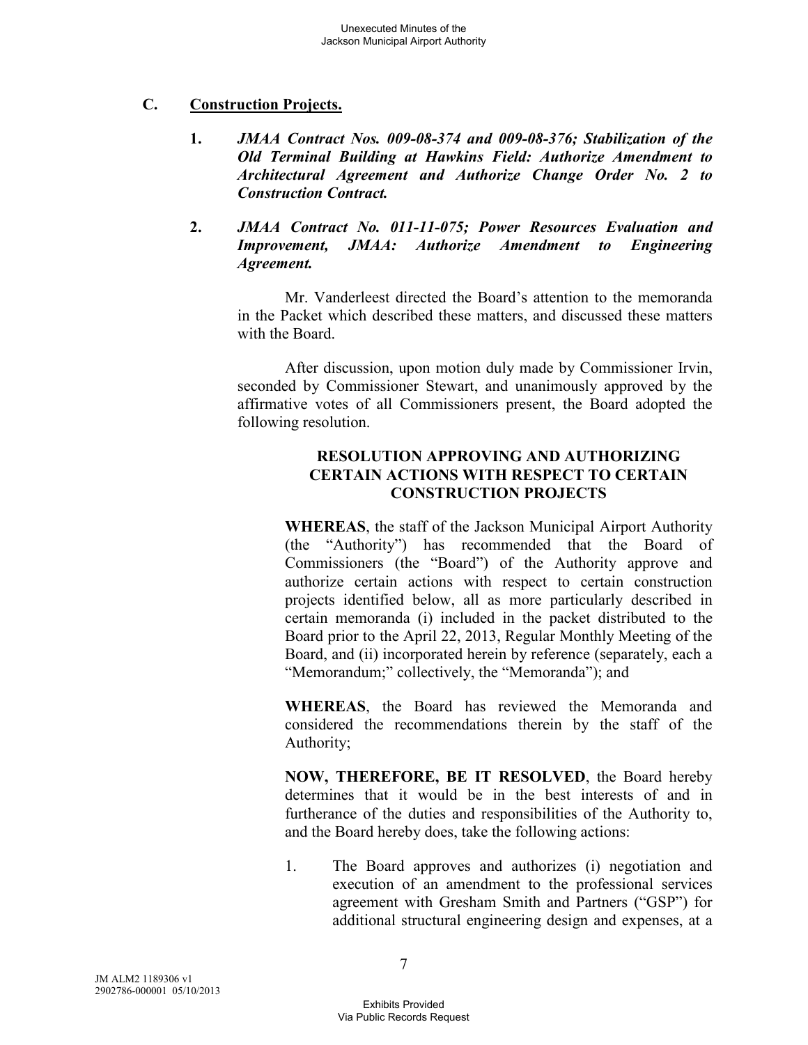### C. Construction Projects.

**1.** ***JMAA Contract Nos. 009-08-374 and 009-08-376; Stabilization of the Old Terminal Building at Hawkins Field: Authorize Amendment to Architectural Agreement and Authorize Change Order No. 2 to Construction Contract.***

**2.** ***JMAA Contract No. 011-11-075; Power Resources Evaluation and Improvement, JMAA: Authorize Amendment to Engineering Agreement.***

Mr. Vanderleest directed the Board's attention to the memoranda in the Packet which described these matters, and discussed these matters with the Board.

After discussion, upon motion duly made by Commissioner Irvin, seconded by Commissioner Stewart, and unanimously approved by the affirmative votes of all Commissioners present, the Board adopted the following resolution.

**RESOLUTION APPROVING AND AUTHORIZING CERTAIN ACTIONS WITH RESPECT TO CERTAIN CONSTRUCTION PROJECTS**

**WHEREAS**, the staff of the Jackson Municipal Airport Authority (the "Authority") has recommended that the Board of Commissioners (the "Board") of the Authority approve and authorize certain actions with respect to certain construction projects identified below, all as more particularly described in certain memoranda (i) included in the packet distributed to the Board prior to the April 22, 2013, Regular Monthly Meeting of the Board, and (ii) incorporated herein by reference (separately, each a "Memorandum;" collectively, the "Memoranda"); and

**WHEREAS**, the Board has reviewed the Memoranda and considered the recommendations therein by the staff of the Authority;

**NOW, THEREFORE, BE IT RESOLVED**, the Board hereby determines that it would be in the best interests of and in furtherance of the duties and responsibilities of the Authority to, and the Board hereby does, take the following actions:

1. The Board approves and authorizes (i) negotiation and execution of an amendment to the professional services agreement with Gresham Smith and Partners ("GSP") for additional structural engineering design and expenses, at a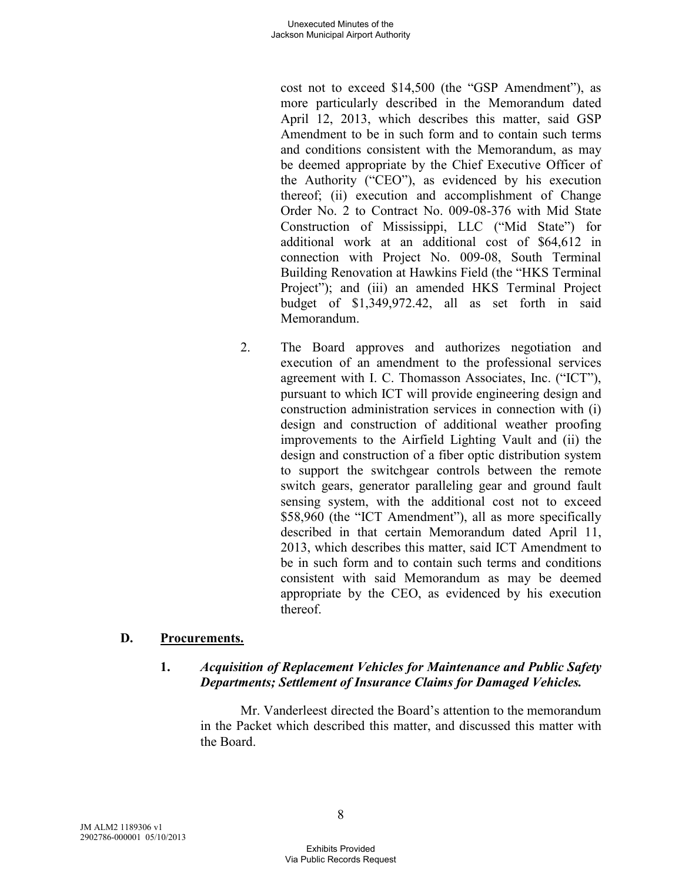cost not to exceed $14,500 (the "GSP Amendment"), as more particularly described in the Memorandum dated April 12, 2013, which describes this matter, said GSP Amendment to be in such form and to contain such terms and conditions consistent with the Memorandum, as may be deemed appropriate by the Chief Executive Officer of the Authority ("CEO"), as evidenced by his execution thereof; (ii) execution and accomplishment of Change Order No. 2 to Contract No. 009-08-376 with Mid State Construction of Mississippi, LLC ("Mid State") for additional work at an additional cost of $64,612 in connection with Project No. 009-08, South Terminal Building Renovation at Hawkins Field (the "HKS Terminal Project"); and (iii) an amended HKS Terminal Project budget of $1,349,972.42, all as set forth in said Memorandum.

2. The Board approves and authorizes negotiation and execution of an amendment to the professional services agreement with I. C. Thomasson Associates, Inc. ("ICT"), pursuant to which ICT will provide engineering design and construction administration services in connection with (i) design and construction of additional weather proofing improvements to the Airfield Lighting Vault and (ii) the design and construction of a fiber optic distribution system to support the switchgear controls between the remote switch gears, generator paralleling gear and ground fault sensing system, with the additional cost not to exceed $58,960 (the "ICT Amendment"), all as more specifically described in that certain Memorandum dated April 11, 2013, which describes this matter, said ICT Amendment to be in such form and to contain such terms and conditions consistent with said Memorandum as may be deemed appropriate by the CEO, as evidenced by his execution thereof.

## D. Procurements.

### 1. *Acquisition of Replacement Vehicles for Maintenance and Public Safety Departments; Settlement of Insurance Claims for Damaged Vehicles.*

Mr. Vanderleest directed the Board's attention to the memorandum in the Packet which described this matter, and discussed this matter with the Board.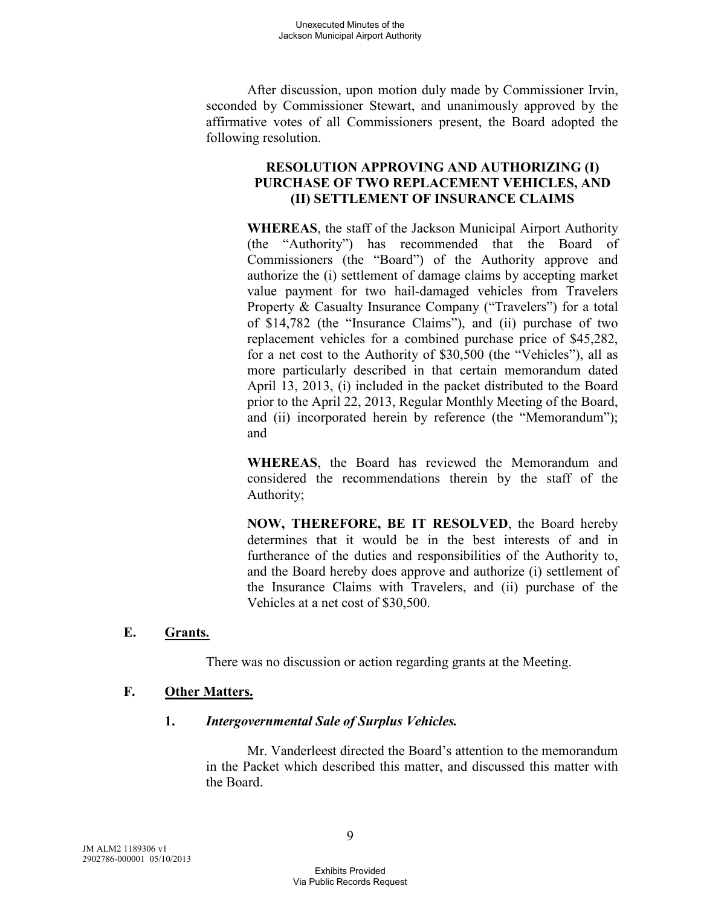After discussion, upon motion duly made by Commissioner Irvin, seconded by Commissioner Stewart, and unanimously approved by the affirmative votes of all Commissioners present, the Board adopted the following resolution.

**RESOLUTION APPROVING AND AUTHORIZING (I) PURCHASE OF TWO REPLACEMENT VEHICLES, AND (II) SETTLEMENT OF INSURANCE CLAIMS**

**WHEREAS**, the staff of the Jackson Municipal Airport Authority (the "Authority") has recommended that the Board of Commissioners (the "Board") of the Authority approve and authorize the (i) settlement of hail-damage claims by accepting market value payment for two hail-damaged vehicles from Travelers Property & Casualty Insurance Company ("Travelers") for a total of $14,782 (the "Insurance Claims"), and (ii) purchase of two replacement vehicles for a combined purchase price of $45,282, for a net cost to the Authority of $30,500 (the "Vehicles"), all as more particularly described in that certain memorandum dated April 13, 2013, (i) included in the packet distributed to the Board prior to the April 22, 2013, Regular Monthly Meeting of the Board, and (ii) incorporated herein by reference (the "Memorandum"); and

**WHEREAS**, the Board has reviewed the Memorandum and considered the recommendations therein by the staff of the Authority;

**NOW, THEREFORE, BE IT RESOLVED**, the Board hereby determines that it would be in the best interests of and in furtherance of the duties and responsibilities of the Authority to, and the Board hereby does approve and authorize (i) settlement of the Insurance Claims with Travelers, and (ii) purchase of the Vehicles at a net cost of $30,500.

## E. Grants.

There was no discussion or action regarding grants at the Meeting.

## F. Other Matters.

### 1. *Intergovernmental Sale of Surplus Vehicles.*

Mr. Vanderleest directed the Board's attention to the memorandum in the Packet which described this matter, and discussed this matter with the Board.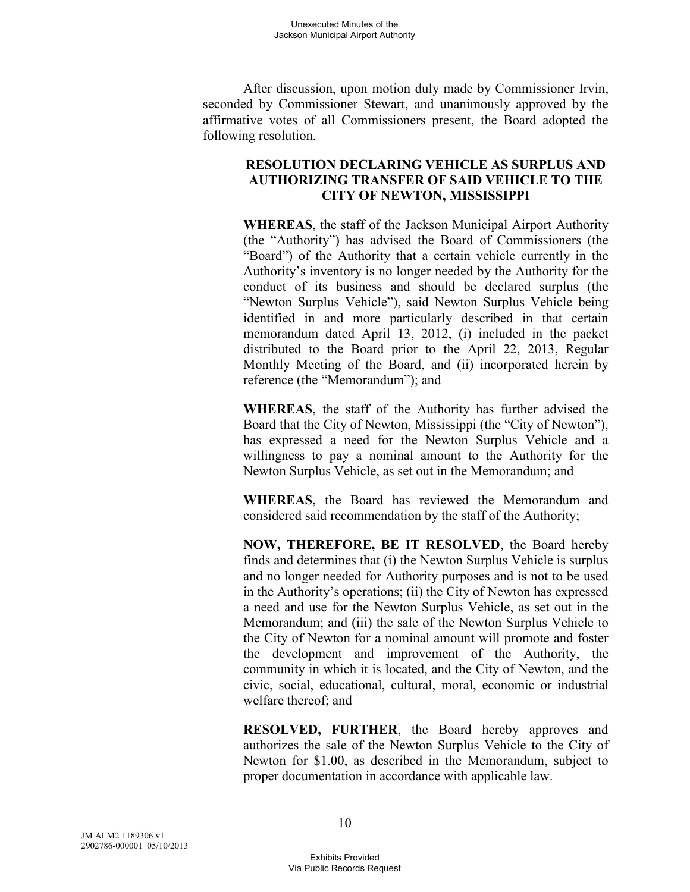After discussion, upon motion duly made by Commissioner Irvin, seconded by Commissioner Stewart, and unanimously approved by the affirmative votes of all Commissioners present, the Board adopted the following resolution.

**RESOLUTION DECLARING VEHICLE AS SURPLUS AND AUTHORIZING TRANSFER OF SAID VEHICLE TO THE CITY OF NEWTON, MISSISSIPPI**

**WHEREAS**, the staff of the Jackson Municipal Airport Authority (the "Authority") has advised the Board of Commissioners (the "Board") of the Authority that a certain vehicle currently in the Authority's inventory is no longer needed by the Authority for the conduct of its business and should be declared surplus (the "Newton Surplus Vehicle"), said Newton Surplus Vehicle being identified in and more particularly described in that certain memorandum dated April 13, 2012, (i) included in the packet distributed to the Board prior to the April 22, 2013, Regular Monthly Meeting of the Board, and (ii) incorporated herein by reference (the "Memorandum"); and

**WHEREAS**, the staff of the Authority has further advised the Board that the City of Newton, Mississippi (the "City of Newton"), has expressed a need for the Newton Surplus Vehicle and a willingness to pay a nominal amount to the Authority for the Newton Surplus Vehicle, as set out in the Memorandum; and

**WHEREAS**, the Board has reviewed the Memorandum and considered said recommendation by the staff of the Authority;

**NOW, THEREFORE, BE IT RESOLVED**, the Board hereby finds and determines that (i) the Newton Surplus Vehicle is surplus and no longer needed for Authority purposes and is not to be used in the Authority's operations; (ii) the City of Newton has expressed a need and use for the Newton Surplus Vehicle, as set out in the Memorandum; and (iii) the sale of the Newton Surplus Vehicle to the City of Newton for a nominal amount will promote and foster the development and improvement of the Authority, the community in which it is located, and the City of Newton, and the civic, social, educational, cultural, moral, economic or industrial welfare thereof; and

**RESOLVED, FURTHER**, the Board hereby approves and authorizes the sale of the Newton Surplus Vehicle to the City of Newton for $1.00, as described in the Memorandum, subject to proper documentation in accordance with applicable law.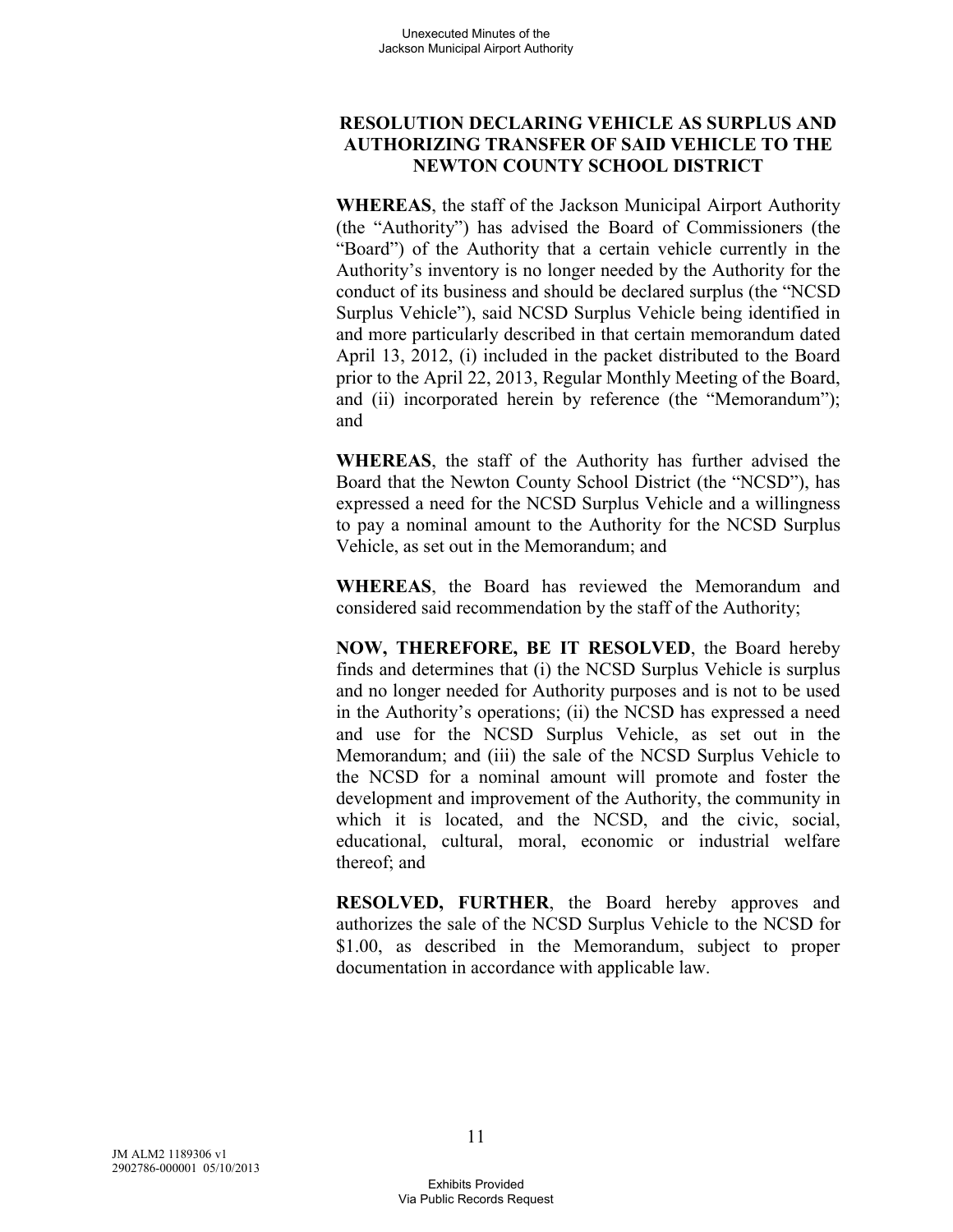## RESOLUTION DECLARING VEHICLE AS SURPLUS AND AUTHORIZING TRANSFER OF SAID VEHICLE TO THE NEWTON COUNTY SCHOOL DISTRICT

**WHEREAS**, the staff of the Jackson Municipal Airport Authority (the "Authority") has advised the Board of Commissioners (the "Board") of the Authority that a certain vehicle currently in the Authority's inventory is no longer needed by the Authority for the conduct of its business and should be declared surplus (the "NCSD Surplus Vehicle"), said NCSD Surplus Vehicle being identified in and more particularly described in that certain memorandum dated April 13, 2012, (i) included in the packet distributed to the Board prior to the April 22, 2013, Regular Monthly Meeting of the Board, and (ii) incorporated herein by reference (the "Memorandum"); and

**WHEREAS**, the staff of the Authority has further advised the Board that the Newton County School District (the "NCSD"), has expressed a need for the NCSD Surplus Vehicle and a willingness to pay a nominal amount to the Authority for the NCSD Surplus Vehicle, as set out in the Memorandum; and

**WHEREAS**, the Board has reviewed the Memorandum and considered said recommendation by the staff of the Authority;

**NOW, THEREFORE, BE IT RESOLVED**, the Board hereby finds and determines that (i) the NCSD Surplus Vehicle is surplus and no longer needed for Authority purposes and is not to be used in the Authority's operations; (ii) the NCSD has expressed a need and use for the NCSD Surplus Vehicle, as set out in the Memorandum; and (iii) the sale of the NCSD Surplus Vehicle to the NCSD for a nominal amount will promote and foster the development and improvement of the Authority, the community in which it is located, and the NCSD, and the civic, social, educational, cultural, moral, economic or industrial welfare thereof; and

**RESOLVED, FURTHER**, the Board hereby approves and authorizes the sale of the NCSD Surplus Vehicle to the NCSD for $1.00, as described in the Memorandum, subject to proper documentation in accordance with applicable law.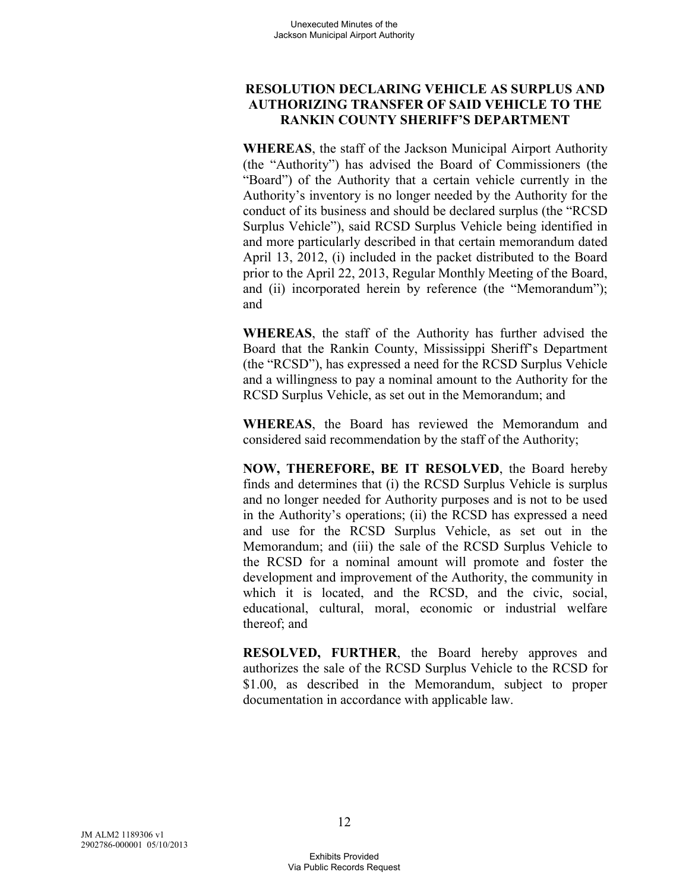## RESOLUTION DECLARING VEHICLE AS SURPLUS AND AUTHORIZING TRANSFER OF SAID VEHICLE TO THE RANKIN COUNTY SHERIFF'S DEPARTMENT

**WHEREAS**, the staff of the Jackson Municipal Airport Authority (the "Authority") has advised the Board of Commissioners (the "Board") of the Authority that a certain vehicle currently in the Authority's inventory is no longer needed by the Authority for the conduct of its business and should be declared surplus (the "RCSD Surplus Vehicle"), said RCSD Surplus Vehicle being identified in and more particularly described in that certain memorandum dated April 13, 2012, (i) included in the packet distributed to the Board prior to the April 22, 2013, Regular Monthly Meeting of the Board, and (ii) incorporated herein by reference (the "Memorandum"); and

**WHEREAS**, the staff of the Authority has further advised the Board that the Rankin County, Mississippi Sheriff's Department (the "RCSD"), has expressed a need for the RCSD Surplus Vehicle and a willingness to pay a nominal amount to the Authority for the RCSD Surplus Vehicle, as set out in the Memorandum; and

**WHEREAS**, the Board has reviewed the Memorandum and considered said recommendation by the staff of the Authority;

**NOW, THEREFORE, BE IT RESOLVED**, the Board hereby finds and determines that (i) the RCSD Surplus Vehicle is surplus and no longer needed for Authority purposes and is not to be used in the Authority's operations; (ii) the RCSD has expressed a need and use for the RCSD Surplus Vehicle, as set out in the Memorandum; and (iii) the sale of the RCSD Surplus Vehicle to the RCSD for a nominal amount will promote and foster the development and improvement of the Authority, the community in which it is located, and the RCSD, and the civic, social, educational, cultural, moral, economic or industrial welfare thereof; and

**RESOLVED, FURTHER**, the Board hereby approves and authorizes the sale of the RCSD Surplus Vehicle to the RCSD for $1.00, as described in the Memorandum, subject to proper documentation in accordance with applicable law.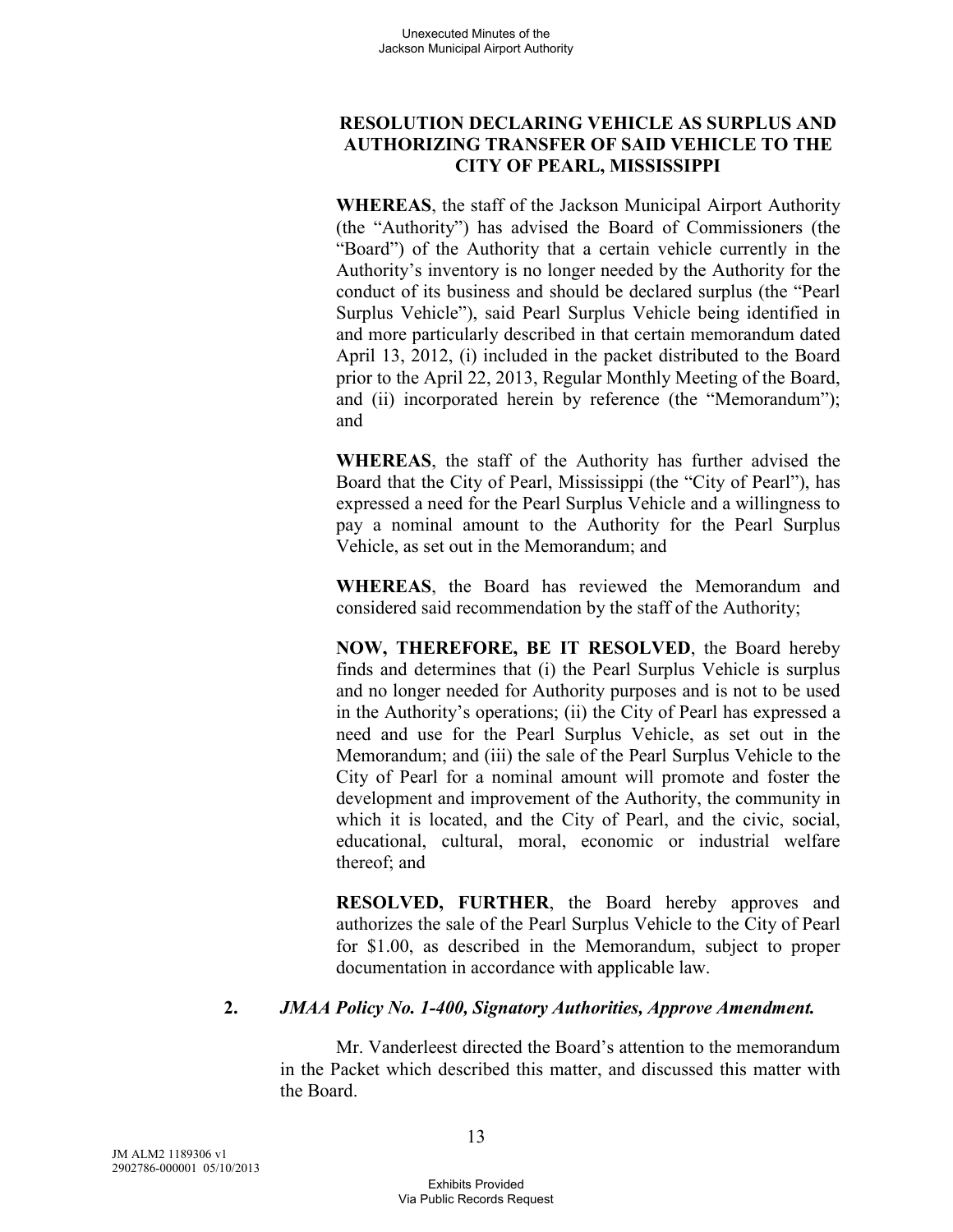**RESOLUTION DECLARING VEHICLE AS SURPLUS AND AUTHORIZING TRANSFER OF SAID VEHICLE TO THE CITY OF PEARL, MISSISSIPPI**

**WHEREAS**, the staff of the Jackson Municipal Airport Authority (the "Authority") has advised the Board of Commissioners (the "Board") of the Authority that a certain vehicle currently in the Authority's inventory is no longer needed by the Authority for the conduct of its business and should be declared surplus (the "Pearl Surplus Vehicle"), said Pearl Surplus Vehicle being identified in and more particularly described in that certain memorandum dated April 13, 2012, (i) included in the packet distributed to the Board prior to the April 22, 2013, Regular Monthly Meeting of the Board, and (ii) incorporated herein by reference (the "Memorandum"); and

**WHEREAS**, the staff of the Authority has further advised the Board that the City of Pearl, Mississippi (the "City of Pearl"), has expressed a need for the Pearl Surplus Vehicle and a willingness to pay a nominal amount to the Authority for the Pearl Surplus Vehicle, as set out in the Memorandum; and

**WHEREAS**, the Board has reviewed the Memorandum and considered said recommendation by the staff of the Authority;

**NOW, THEREFORE, BE IT RESOLVED**, the Board hereby finds and determines that (i) the Pearl Surplus Vehicle is surplus and no longer needed for Authority purposes and is not to be used in the Authority's operations; (ii) the City of Pearl has expressed a need and use for the Pearl Surplus Vehicle, as set out in the Memorandum; and (iii) the sale of the Pearl Surplus Vehicle to the City of Pearl for a nominal amount will promote and foster the development and improvement of the Authority, the community in which it is located, and the City of Pearl, and the civic, social, educational, cultural, moral, economic or industrial welfare thereof; and

**RESOLVED, FURTHER**, the Board hereby approves and authorizes the sale of the Pearl Surplus Vehicle to the City of Pearl for $1.00, as described in the Memorandum, subject to proper documentation in accordance with applicable law.

**2.** ***JMAA Policy No. 1-400, Signatory Authorities, Approve Amendment.***

Mr. Vanderleest directed the Board's attention to the memorandum in the Packet which described this matter, and discussed this matter with the Board.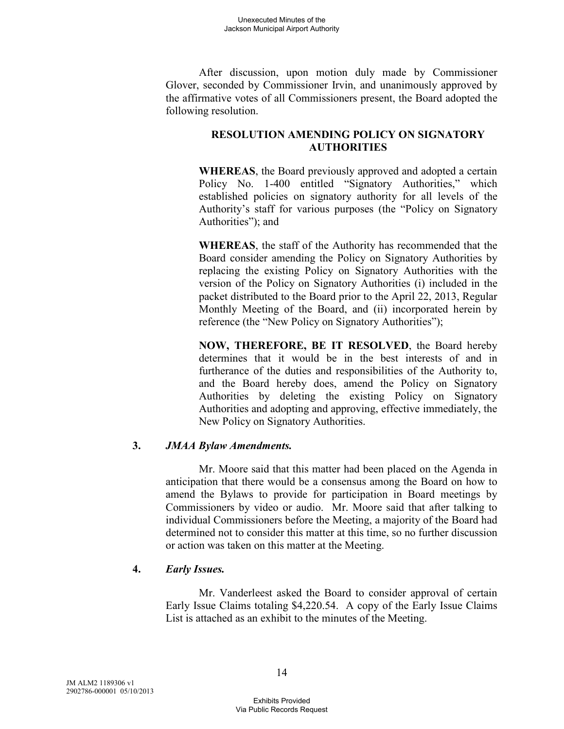After discussion, upon motion duly made by Commissioner Glover, seconded by Commissioner Irvin, and unanimously approved by the affirmative votes of all Commissioners present, the Board adopted the following resolution.

**RESOLUTION AMENDING POLICY ON SIGNATORY AUTHORITIES**

**WHEREAS**, the Board previously approved and adopted a certain Policy No. 1-400 entitled "Signatory Authorities," which established policies on signatory authority for all levels of the Authority's staff for various purposes (the "Policy on Signatory Authorities"); and

**WHEREAS**, the staff of the Authority has recommended that the Board consider amending the Policy on Signatory Authorities by replacing the existing Policy on Signatory Authorities with the version of the Policy on Signatory Authorities (i) included in the packet distributed to the Board prior to the April 22, 2013, Regular Monthly Meeting of the Board, and (ii) incorporated herein by reference (the "New Policy on Signatory Authorities");

**NOW, THEREFORE, BE IT RESOLVED**, the Board hereby determines that it would be in the best interests of and in furtherance of the duties and responsibilities of the Authority to, and the Board hereby does, amend the Policy on Signatory Authorities by deleting the existing Policy on Signatory Authorities and adopting and approving, effective immediately, the New Policy on Signatory Authorities.

**3.** ***JMAA Bylaw Amendments.***

Mr. Moore said that this matter had been placed on the Agenda in anticipation that there would be a consensus among the Board on how to amend the Bylaws to provide for participation in Board meetings by Commissioners by video or audio. Mr. Moore said that after talking to individual Commissioners before the Meeting, a majority of the Board had determined not to consider this matter at this time, so no further discussion or action was taken on this matter at the Meeting.

**4.** ***Early Issues.***

Mr. Vanderleest asked the Board to consider approval of certain Early Issue Claims totaling $4,220.54. A copy of the Early Issue Claims List is attached as an exhibit to the minutes of the Meeting.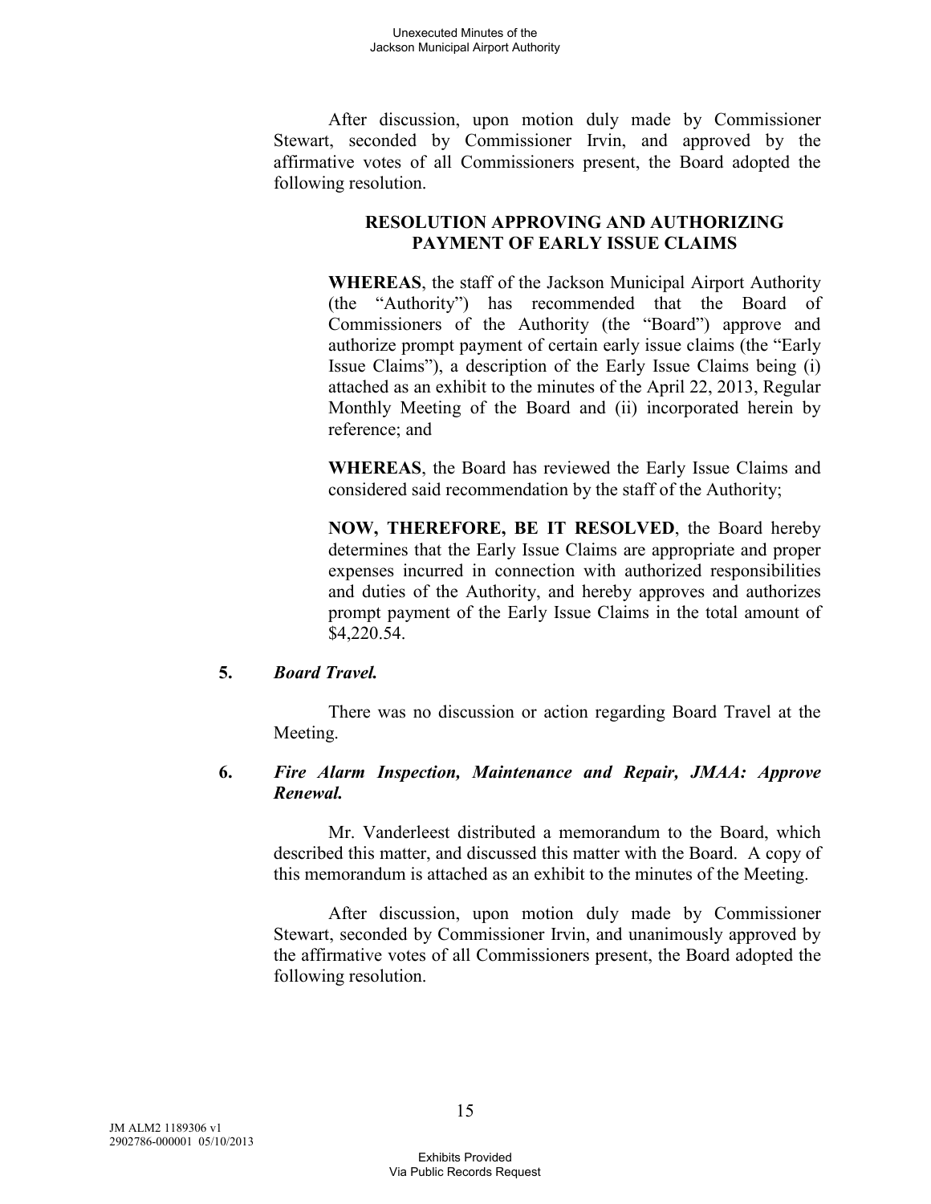After discussion, upon motion duly made by Commissioner Stewart, seconded by Commissioner Irvin, and approved by the affirmative votes of all Commissioners present, the Board adopted the following resolution.

**RESOLUTION APPROVING AND AUTHORIZING PAYMENT OF EARLY ISSUE CLAIMS**

**WHEREAS**, the staff of the Jackson Municipal Airport Authority (the "Authority") has recommended that the Board of Commissioners of the Authority (the "Board") approve and authorize prompt payment of certain early issue claims (the "Early Issue Claims"), a description of the Early Issue Claims being (i) attached as an exhibit to the minutes of the April 22, 2013, Regular Monthly Meeting of the Board and (ii) incorporated herein by reference; and

**WHEREAS**, the Board has reviewed the Early Issue Claims and considered said recommendation by the staff of the Authority;

**NOW, THEREFORE, BE IT RESOLVED**, the Board hereby determines that the Early Issue Claims are appropriate and proper expenses incurred in connection with authorized responsibilities and duties of the Authority, and hereby approves and authorizes prompt payment of the Early Issue Claims in the total amount of $4,220.54.

**5.** ***Board Travel.***

There was no discussion or action regarding Board Travel at the Meeting.

**6.** ***Fire Alarm Inspection, Maintenance and Repair, JMAA: Approve Renewal.***

Mr. Vanderleest distributed a memorandum to the Board, which described this matter, and discussed this matter with the Board. A copy of this memorandum is attached as an exhibit to the minutes of the Meeting.

After discussion, upon motion duly made by Commissioner Stewart, seconded by Commissioner Irvin, and unanimously approved by the affirmative votes of all Commissioners present, the Board adopted the following resolution.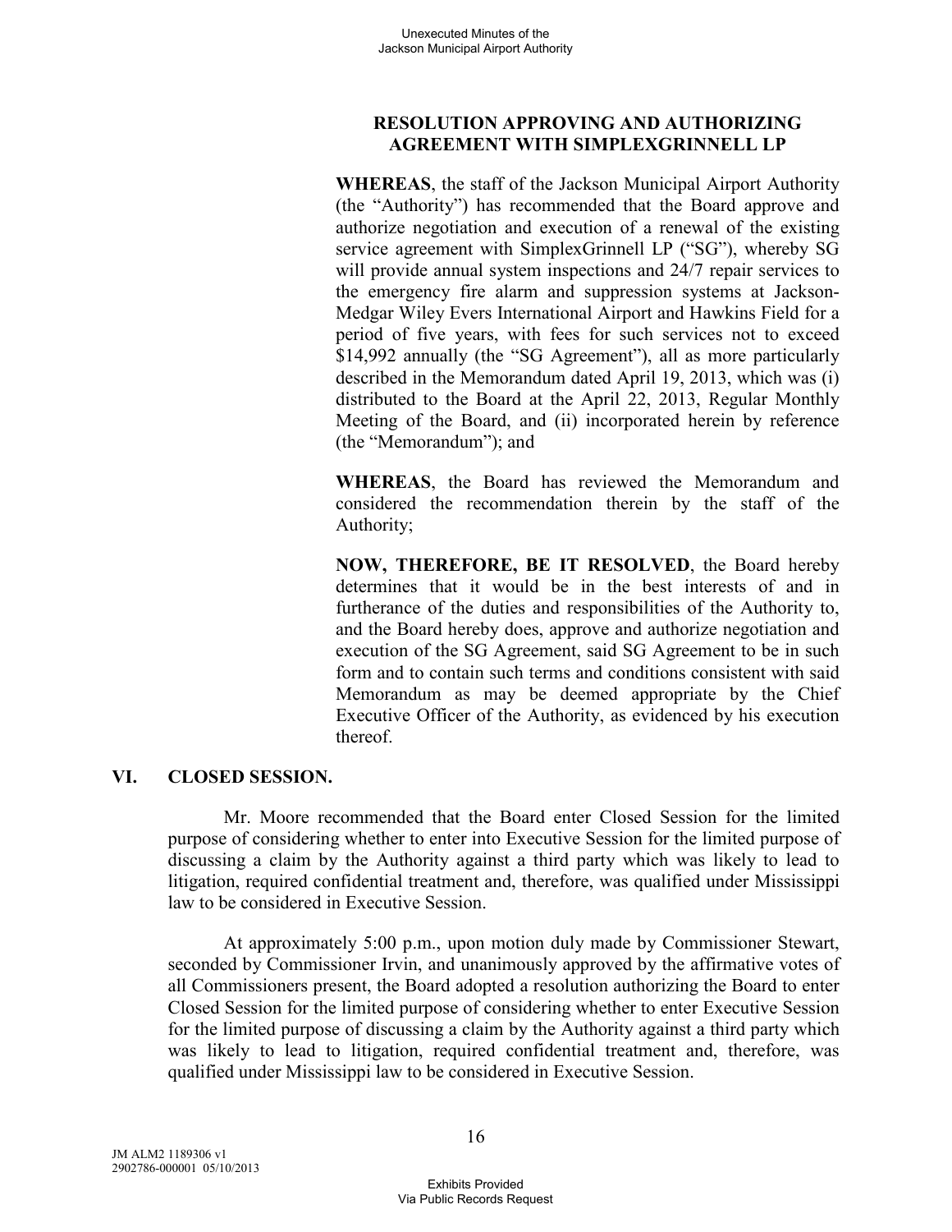**RESOLUTION APPROVING AND AUTHORIZING AGREEMENT WITH SIMPLEXGRINNELL LP**

**WHEREAS**, the staff of the Jackson Municipal Airport Authority (the "Authority") has recommended that the Board approve and authorize negotiation and execution of a renewal of the existing service agreement with SimplexGrinnell LP ("SG"), whereby SG will provide annual system inspections and 24/7 repair services to the emergency fire alarm and suppression systems at Jackson-Medgar Wiley Evers International Airport and Hawkins Field for a period of five years, with fees for such services not to exceed $14,992 annually (the "SG Agreement"), all as more particularly described in the Memorandum dated April 19, 2013, which was (i) distributed to the Board at the April 22, 2013, Regular Monthly Meeting of the Board, and (ii) incorporated herein by reference (the "Memorandum"); and

**WHEREAS**, the Board has reviewed the Memorandum and considered the recommendation therein by the staff of the Authority;

**NOW, THEREFORE, BE IT RESOLVED**, the Board hereby determines that it would be in the best interests of and in furtherance of the duties and responsibilities of the Authority to, and the Board hereby does, approve and authorize negotiation and execution of the SG Agreement, said SG Agreement to be in such form and to contain such terms and conditions consistent with said Memorandum as may be deemed appropriate by the Chief Executive Officer of the Authority, as evidenced by his execution thereof.

## VI. CLOSED SESSION.

Mr. Moore recommended that the Board enter Closed Session for the limited purpose of considering whether to enter into Executive Session for the limited purpose of discussing a claim by the Authority against a third party which was likely to lead to litigation, required confidential treatment and, therefore, was qualified under Mississippi law to be considered in Executive Session.

At approximately 5:00 p.m., upon motion duly made by Commissioner Stewart, seconded by Commissioner Irvin, and unanimously approved by the affirmative votes of all Commissioners present, the Board adopted a resolution authorizing the Board to enter Closed Session for the limited purpose of considering whether to enter Executive Session for the limited purpose of discussing a claim by the Authority against a third party which was likely to lead to litigation, required confidential treatment and, therefore, was qualified under Mississippi law to be considered in Executive Session.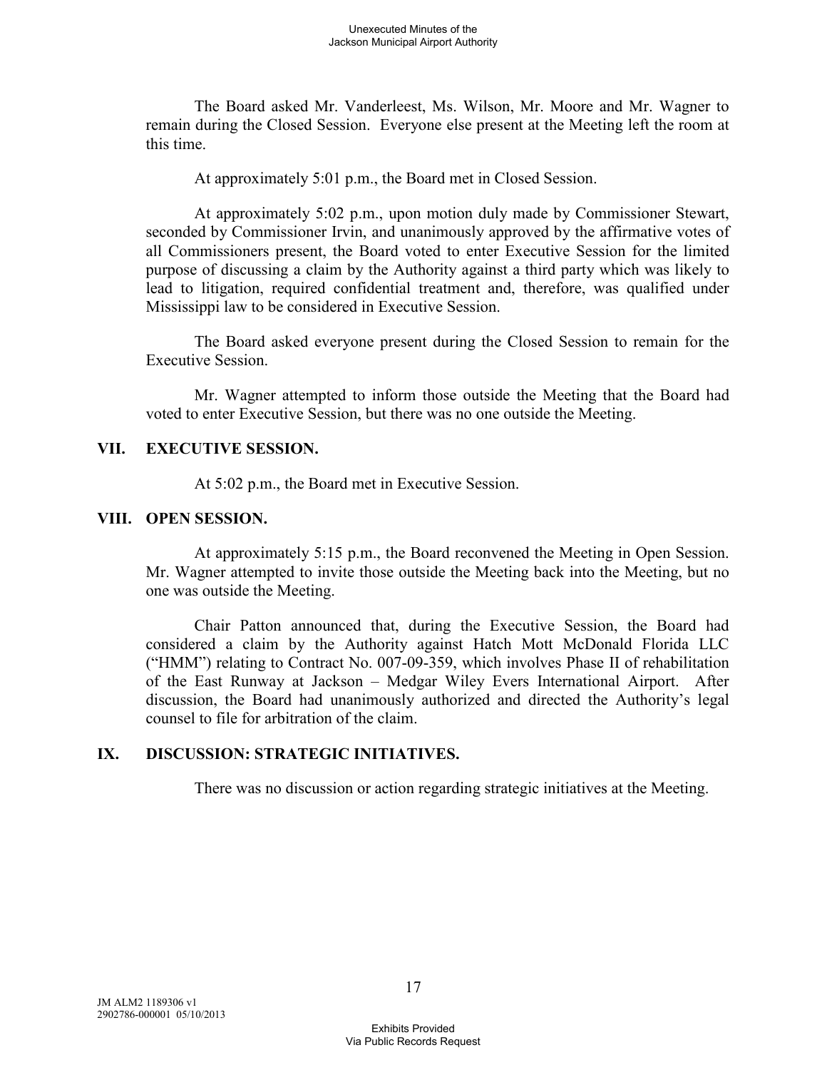The Board asked Mr. Vanderleest, Ms. Wilson, Mr. Moore and Mr. Wagner to remain during the Closed Session. Everyone else present at the Meeting left the room at this time.

At approximately 5:01 p.m., the Board met in Closed Session.

At approximately 5:02 p.m., upon motion duly made by Commissioner Stewart, seconded by Commissioner Irvin, and unanimously approved by the affirmative votes of all Commissioners present, the Board voted to enter Executive Session for the limited purpose of discussing a claim by the Authority against a third party which was likely to lead to litigation, required confidential treatment and, therefore, was qualified under Mississippi law to be considered in Executive Session.

The Board asked everyone present during the Closed Session to remain for the Executive Session.

Mr. Wagner attempted to inform those outside the Meeting that the Board had voted to enter Executive Session, but there was no one outside the Meeting.

## VII. EXECUTIVE SESSION.

At 5:02 p.m., the Board met in Executive Session.

## VIII. OPEN SESSION.

At approximately 5:15 p.m., the Board reconvened the Meeting in Open Session. Mr. Wagner attempted to invite those outside the Meeting back into the Meeting, but no one was outside the Meeting.

Chair Patton announced that, during the Executive Session, the Board had considered a claim by the Authority against Hatch Mott McDonald Florida LLC ("HMM") relating to Contract No. 007-09-359, which involves Phase II of rehabilitation of the East Runway at Jackson – Medgar Wiley Evers International Airport. After discussion, the Board had unanimously authorized and directed the Authority's legal counsel to file for arbitration of the claim.

## IX. DISCUSSION: STRATEGIC INITIATIVES.

There was no discussion or action regarding strategic initiatives at the Meeting.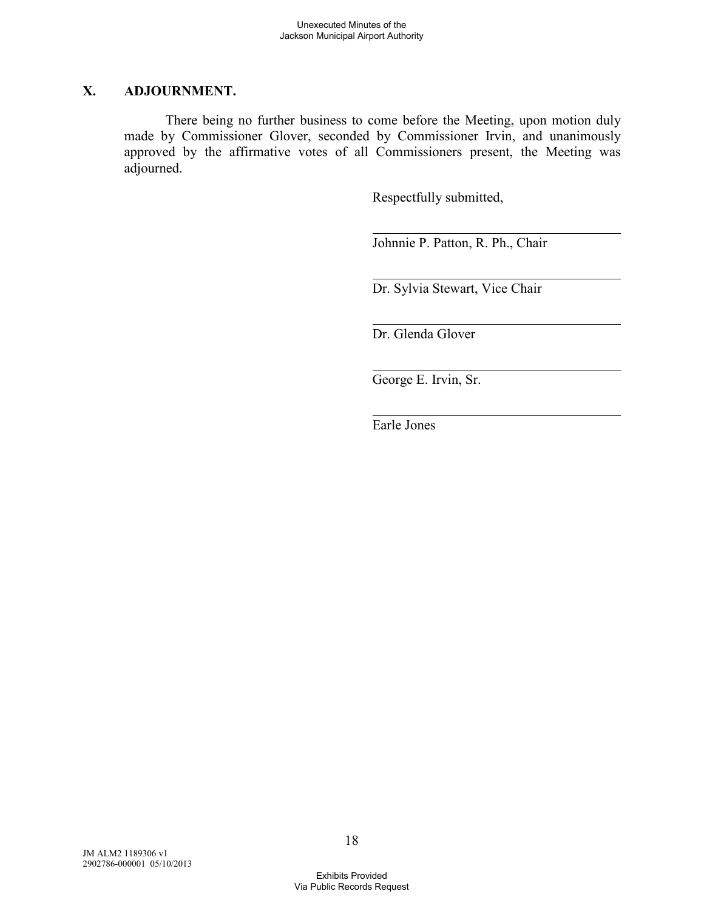## X. ADJOURNMENT.

There being no further business to come before the Meeting, upon motion duly made by Commissioner Glover, seconded by Commissioner Irvin, and unanimously approved by the affirmative votes of all Commissioners present, the Meeting was adjourned.

Respectfully submitted,

\_\_\_\_\_\_\_\_\_\_\_\_\_\_\_\_\_\_\_\_\_\_\_\_\_\_\_\_\_\_\_\_\_\_\_\_
Johnnie P. Patton, R. Ph., Chair

\_\_\_\_\_\_\_\_\_\_\_\_\_\_\_\_\_\_\_\_\_\_\_\_\_\_\_\_\_\_\_\_\_\_\_\_
Dr. Sylvia Stewart, Vice Chair

\_\_\_\_\_\_\_\_\_\_\_\_\_\_\_\_\_\_\_\_\_\_\_\_\_\_\_\_\_\_\_\_\_\_\_\_
Dr. Glenda Glover

\_\_\_\_\_\_\_\_\_\_\_\_\_\_\_\_\_\_\_\_\_\_\_\_\_\_\_\_\_\_\_\_\_\_\_\_
George E. Irvin, Sr.

\_\_\_\_\_\_\_\_\_\_\_\_\_\_\_\_\_\_\_\_\_\_\_\_\_\_\_\_\_\_\_\_\_\_\_\_
Earle Jones